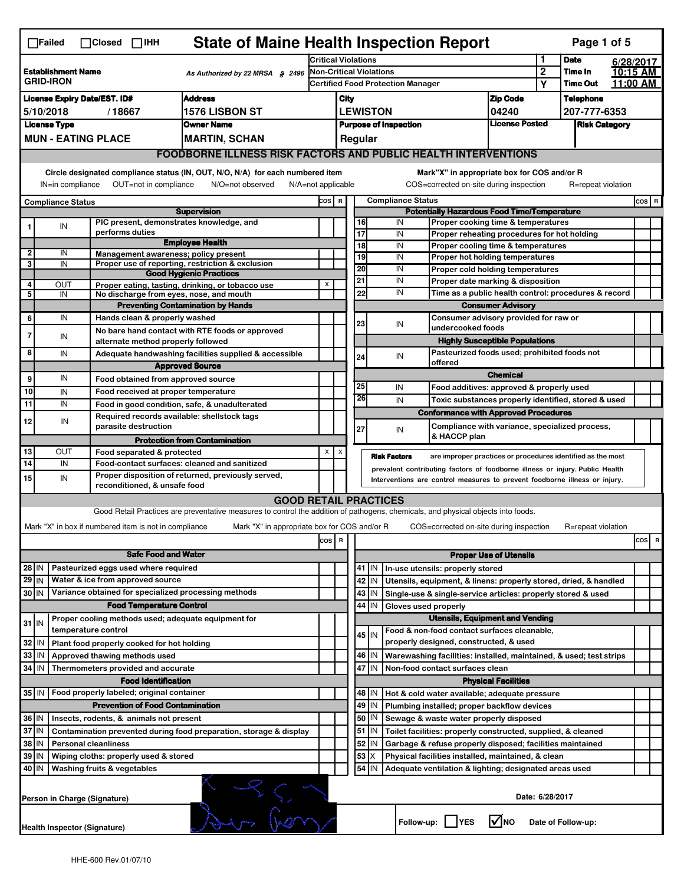☐Failed ☐Closed ☐IHH

# State of Maine Health Inspection Report

| Establishment Name | As Authorized by 22 MRSA § 2496 | Critical Violations | 1 | Date | 6/28/2017 |
|---|---|---|---|---|---|
| GRID-IRON | | Non-Critical Violations | 2 | Time In | 10:15 AM |
| | | Certified Food Protection Manager | Y | Time Out | 11:00 AM |

| License Expiry Date/EST. ID# | Address | City | Zip Code | Telephone |
|---|---|---|---|---|
| 5/10/2018 / 18667 | 1576 LISBON ST | LEWISTON | 04240 | 207-777-6353 |

| License Type | Owner Name | Purpose of Inspection | License Posted | Risk Category |
|---|---|---|---|---|
| MUN - EATING PLACE | MARTIN, SCHAN | Regular | | |

## FOODBORNE ILLNESS RISK FACTORS AND PUBLIC HEALTH INTERVENTIONS

Circle designated compliance status (IN, OUT, N/O, N/A) for each numbered item — IN=in compliance OUT=not in compliance N/O=not observed N/A=not applicable

Mark "X" in appropriate box for COS and/or R — COS=corrected on-site during inspection R=repeat violation

| # | Compliance Status | Item | COS | R |
|---|---|---|---|---|
| | | **Supervision** | | |
| 1 | IN | PIC present, demonstrates knowledge, and performs duties | | |
| | | **Employee Health** | | |
| 2 | IN | Management awareness; policy present | | |
| 3 | IN | Proper use of reporting, restriction & exclusion | | |
| | | **Good Hygienic Practices** | | |
| 4 | OUT | Proper eating, tasting, drinking, or tobacco use | X | |
| 5 | IN | No discharge from eyes, nose, and mouth | | |
| | | **Preventing Contamination by Hands** | | |
| 6 | IN | Hands clean & properly washed | | |
| 7 | IN | No bare hand contact with RTE foods or approved alternate method properly followed | | |
| 8 | IN | Adequate handwashing facilities supplied & accessible | | |
| | | **Approved Source** | | |
| 9 | IN | Food obtained from approved source | | |
| 10 | IN | Food received at proper temperature | | |
| 11 | IN | Food in good condition, safe, & unadulterated | | |
| 12 | IN | Required records available: shellstock tags parasite destruction | | |
| | | **Protection from Contamination** | | |
| 13 | OUT | Food separated & protected | X | X |
| 14 | IN | Food-contact surfaces: cleaned and sanitized | | |
| 15 | IN | Proper disposition of returned, previously served, reconditioned, & unsafe food | | |
| | | **Potentially Hazardous Food Time/Temperature** | | |
| 16 | IN | Proper cooking time & temperatures | | |
| 17 | IN | Proper reheating procedures for hot holding | | |
| 18 | IN | Proper cooling time & temperatures | | |
| 19 | IN | Proper hot holding temperatures | | |
| 20 | IN | Proper cold holding temperatures | | |
| 21 | IN | Proper date marking & disposition | | |
| 22 | IN | Time as a public health control: procedures & record | | |
| | | **Consumer Advisory** | | |
| 23 | IN | Consumer advisory provided for raw or undercooked foods | | |
| | | **Highly Susceptible Populations** | | |
| 24 | IN | Pasteurized foods used; prohibited foods not offered | | |
| | | **Chemical** | | |
| 25 | IN | Food additives: approved & properly used | | |
| 26 | IN | Toxic substances properly identified, stored & used | | |
| | | **Conformance with Approved Procedures** | | |
| 27 | IN | Compliance with variance, specialized process, & HACCP plan | | |

**Risk Factors** are improper practices or procedures identified as the most prevalent contributing factors of foodborne illness or injury. Public Health Interventions are control measures to prevent foodborne illness or injury.

## GOOD RETAIL PRACTICES

Good Retail Practices are preventative measures to control the addition of pathogens, chemicals, and physical objects into foods.

Mark "X" in box if numbered item is not in compliance — Mark "X" in appropriate box for COS and/or R — COS=corrected on-site during inspection R=repeat violation

| # | Status | Item | COS | R |
|---|---|---|---|---|
| | | **Safe Food and Water** | | |
| 28 | IN | Pasteurized eggs used where required | | |
| 29 | IN | Water & ice from approved source | | |
| 30 | IN | Variance obtained for specialized processing methods | | |
| | | **Food Temperature Control** | | |
| 31 | IN | Proper cooling methods used; adequate equipment for temperature control | | |
| 32 | IN | Plant food properly cooked for hot holding | | |
| 33 | IN | Approved thawing methods used | | |
| 34 | IN | Thermometers provided and accurate | | |
| | | **Food Identification** | | |
| 35 | IN | Food properly labeled; original container | | |
| | | **Prevention of Food Contamination** | | |
| 36 | IN | Insects, rodents, & animals not present | | |
| 37 | IN | Contamination prevented during food preparation, storage & display | | |
| 38 | IN | Personal cleanliness | | |
| 39 | IN | Wiping cloths: properly used & stored | | |
| 40 | IN | Washing fruits & vegetables | | |
| | | **Proper Use of Utensils** | | |
| 41 | IN | In-use utensils: properly stored | | |
| 42 | IN | Utensils, equipment, & linens: properly stored, dried, & handled | | |
| 43 | IN | Single-use & single-service articles: properly stored & used | | |
| 44 | IN | Gloves used properly | | |
| | | **Utensils, Equipment and Vending** | | |
| 45 | IN | Food & non-food contact surfaces cleanable, properly designed, constructed, & used | | |
| 46 | IN | Warewashing facilities: installed, maintained, & used; test strips | | |
| 47 | IN | Non-food contact surfaces clean | | |
| | | **Physical Facilities** | | |
| 48 | IN | Hot & cold water available; adequate pressure | | |
| 49 | IN | Plumbing installed; proper backflow devices | | |
| 50 | IN | Sewage & waste water properly disposed | | |
| 51 | IN | Toilet facilities: properly constructed, supplied, & cleaned | | |
| 52 | IN | Garbage & refuse properly disposed; facilities maintained | | |
| 53 | X | Physical facilities installed, maintained, & clean | | |
| 54 | IN | Adequate ventilation & lighting; designated areas used | | |

Person in Charge (Signature) — Date: 6/28/2017

Health Inspector (Signature) — Follow-up: ☐YES ☑NO — Date of Follow-up:

HHE-600 Rev.01/07/10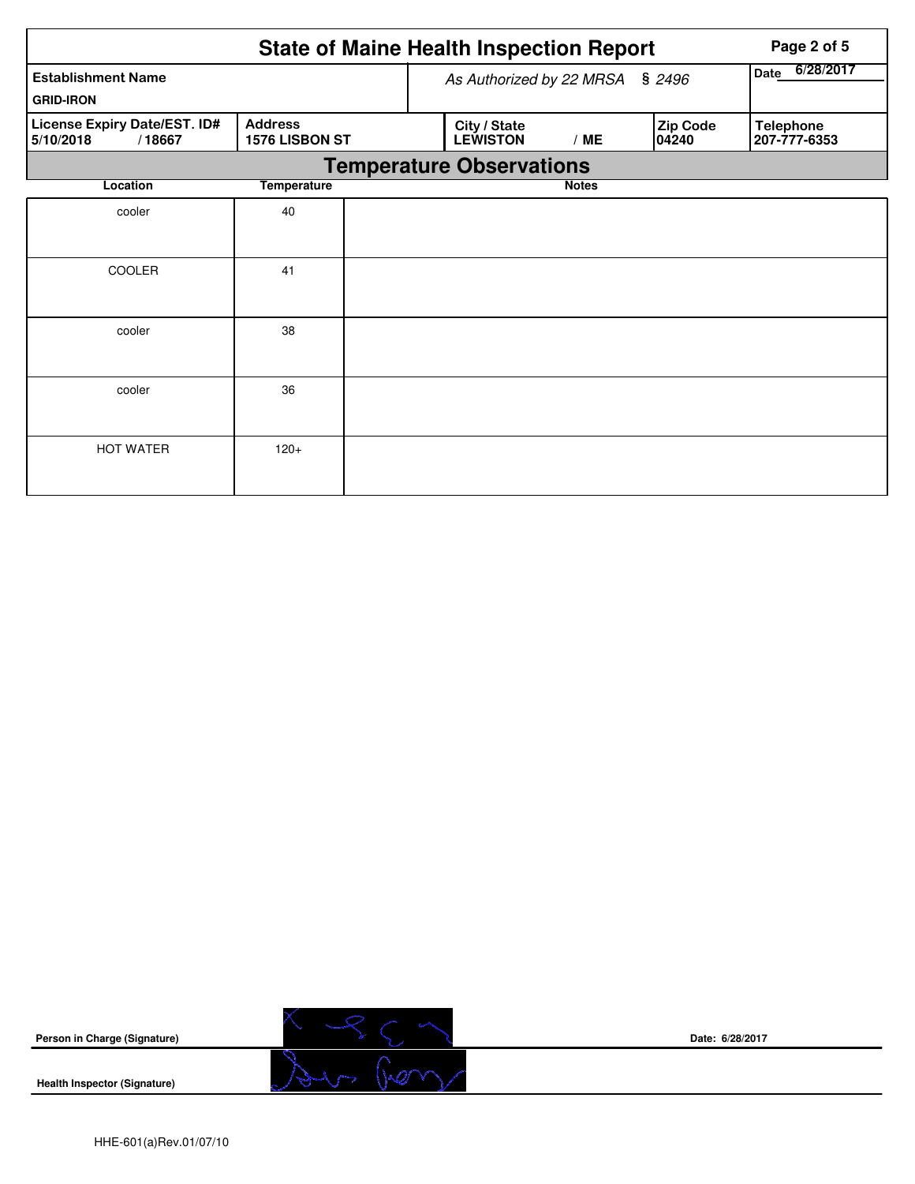# State of Maine Health Inspection Report

| Establishment Name | As Authorized by 22 MRSA § 2496 | | | Date 6/28/2017 |
|---|---|---|---|---|
| GRID-IRON | | | | |
| License Expiry Date/EST. ID# 5/10/2018 / 18667 | Address 1576 LISBON ST | City / State LEWISTON / ME | Zip Code 04240 | Telephone 207-777-6353 |

## Temperature Observations

| Location | Temperature | Notes |
|---|---|---|
| cooler | 40 | |
| COOLER | 41 | |
| cooler | 38 | |
| cooler | 36 | |
| HOT WATER | 120+ | |

**Person in Charge (Signature)** **Date: 6/28/2017**

**Health Inspector (Signature)**

HHE-601(a)Rev.01/07/10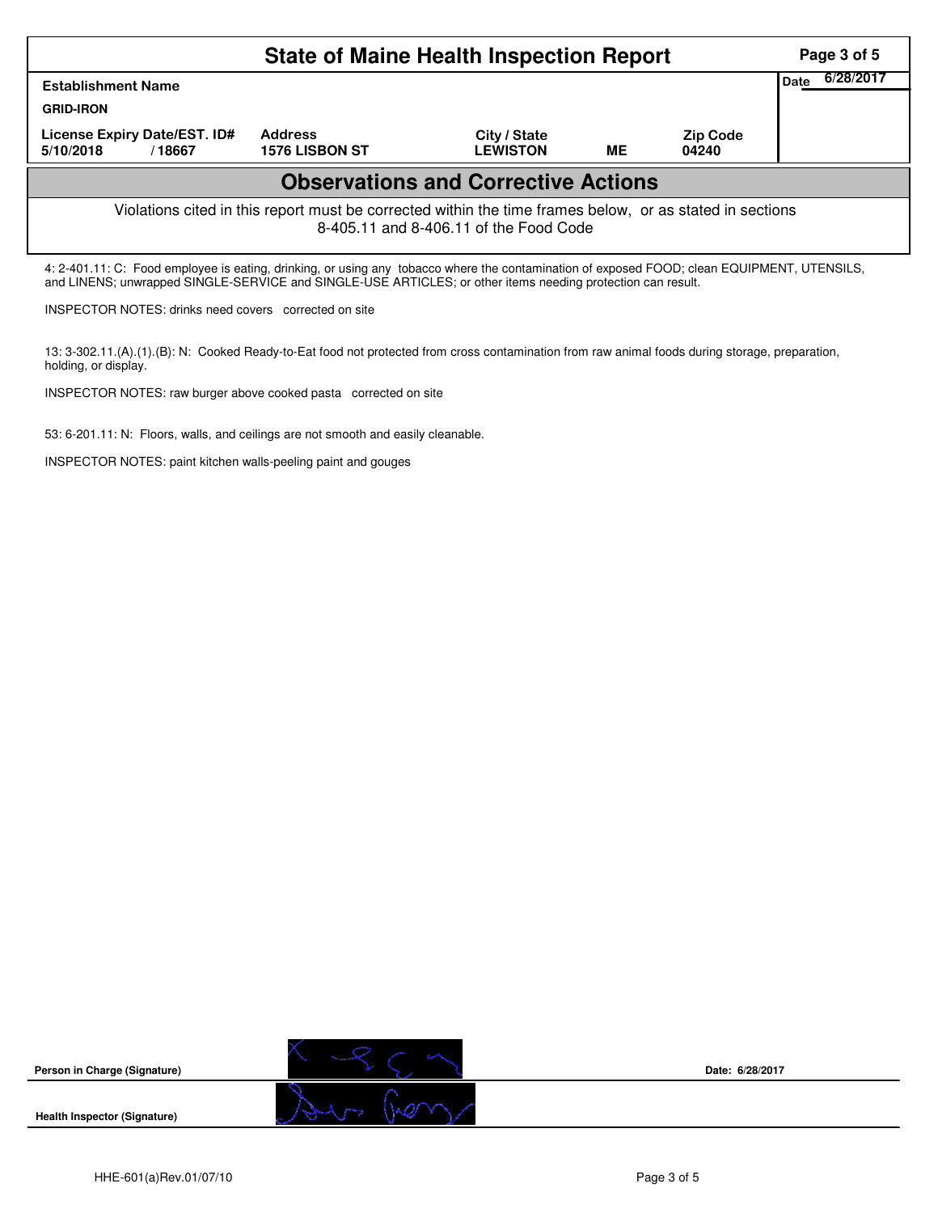# State of Maine Health Inspection Report

| Establishment Name | | | | | Date 6/28/2017 |
|---|---|---|---|---|---|
| GRID-IRON | | | | | |
| License Expiry Date/EST. ID# | | Address | City / State | | Zip Code |
| 5/10/2018 | / 18667 | 1576 LISBON ST | LEWISTON | ME | 04240 |

## Observations and Corrective Actions

Violations cited in this report must be corrected within the time frames below, or as stated in sections 8-405.11 and 8-406.11 of the Food Code

4: 2-401.11: C: Food employee is eating, drinking, or using any tobacco where the contamination of exposed FOOD; clean EQUIPMENT, UTENSILS, and LINENS; unwrapped SINGLE-SERVICE and SINGLE-USE ARTICLES; or other items needing protection can result.

INSPECTOR NOTES: drinks need covers corrected on site

13: 3-302.11.(A).(1).(B): N: Cooked Ready-to-Eat food not protected from cross contamination from raw animal foods during storage, preparation, holding, or display.

INSPECTOR NOTES: raw burger above cooked pasta corrected on site

53: 6-201.11: N: Floors, walls, and ceilings are not smooth and easily cleanable.

INSPECTOR NOTES: paint kitchen walls-peeling paint and gouges

**Person in Charge (Signature)** &nbsp;&nbsp;&nbsp;&nbsp; **Date: 6/28/2017**

**Health Inspector (Signature)**

HHE-601(a)Rev.01/07/10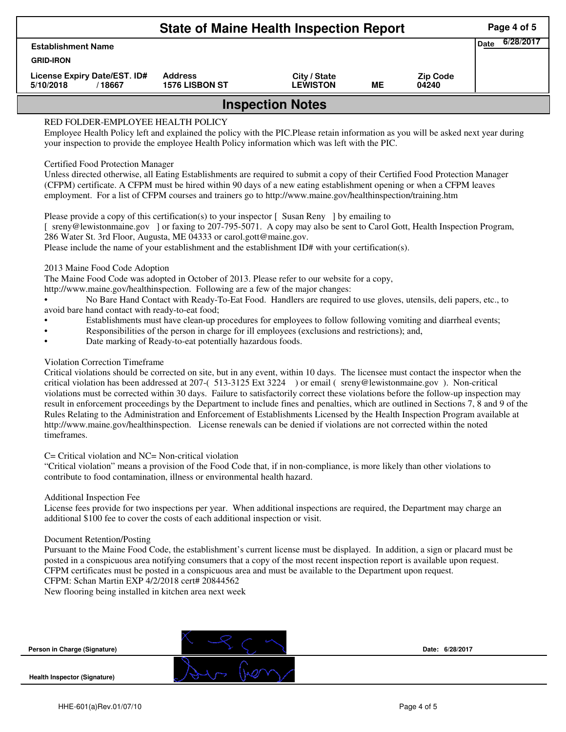# State of Maine Health Inspection Report

| Establishment Name | | | | | Date 6/28/2017 |
|---|---|---|---|---|---|
| GRID-IRON | | | | | |
| License Expiry Date/EST. ID# | Address | City / State | | Zip Code | |
| 5/10/2018 / 18667 | 1576 LISBON ST | LEWISTON | ME | 04240 | |

## Inspection Notes

RED FOLDER-EMPLOYEE HEALTH POLICY
Employee Health Policy left and explained the policy with the PIC.Please retain information as you will be asked next year during your inspection to provide the employee Health Policy information which was left with the PIC.

Certified Food Protection Manager
Unless directed otherwise, all Eating Establishments are required to submit a copy of their Certified Food Protection Manager (CFPM) certificate. A CFPM must be hired within 90 days of a new eating establishment opening or when a CFPM leaves employment. For a list of CFPM courses and trainers go to http://www.maine.gov/healthinspection/training.htm

Please provide a copy of this certification(s) to your inspector [ Susan Reny ] by emailing to
[ sreny@lewistonmaine.gov ] or faxing to 207-795-5071. A copy may also be sent to Carol Gott, Health Inspection Program, 286 Water St. 3rd Floor, Augusta, ME 04333 or carol.gott@maine.gov.
Please include the name of your establishment and the establishment ID# with your certification(s).

2013 Maine Food Code Adoption
The Maine Food Code was adopted in October of 2013. Please refer to our website for a copy,
http://www.maine.gov/healthinspection. Following are a few of the major changes:

- No Bare Hand Contact with Ready-To-Eat Food. Handlers are required to use gloves, utensils, deli papers, etc., to avoid bare hand contact with ready-to-eat food;
- Establishments must have clean-up procedures for employees to follow following vomiting and diarrheal events;
- Responsibilities of the person in charge for ill employees (exclusions and restrictions); and,
- Date marking of Ready-to-eat potentially hazardous foods.

Violation Correction Timeframe
Critical violations should be corrected on site, but in any event, within 10 days. The licensee must contact the inspector when the critical violation has been addressed at 207-( 513-3125 Ext 3224 ) or email ( sreny@lewistonmaine.gov ). Non-critical violations must be corrected within 30 days. Failure to satisfactorily correct these violations before the follow-up inspection may result in enforcement proceedings by the Department to include fines and penalties, which are outlined in Sections 7, 8 and 9 of the Rules Relating to the Administration and Enforcement of Establishments Licensed by the Health Inspection Program available at http://www.maine.gov/healthinspection. License renewals can be denied if violations are not corrected within the noted timeframes.

C= Critical violation and NC= Non-critical violation
"Critical violation" means a provision of the Food Code that, if in non-compliance, is more likely than other violations to contribute to food contamination, illness or environmental health hazard.

Additional Inspection Fee
License fees provide for two inspections per year. When additional inspections are required, the Department may charge an additional $100 fee to cover the costs of each additional inspection or visit.

Document Retention/Posting
Pursuant to the Maine Food Code, the establishment's current license must be displayed. In addition, a sign or placard must be posted in a conspicuous area notifying consumers that a copy of the most recent inspection report is available upon request. CFPM certificates must be posted in a conspicuous area and must be available to the Department upon request.
CFPM: Schan Martin EXP 4/2/2018 cert# 20844562
New flooring being installed in kitchen area next week

Person in Charge (Signature) Date: 6/28/2017

Health Inspector (Signature)

HHE-601(a)Rev.01/07/10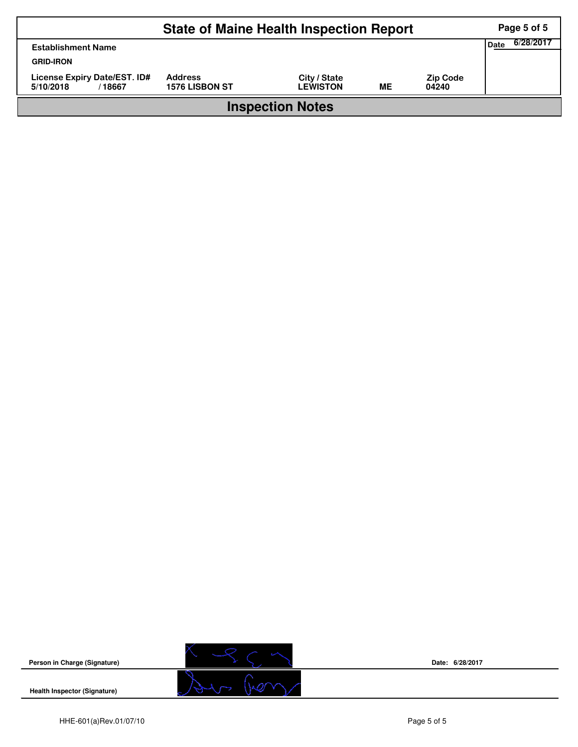# State of Maine Health Inspection Report

| | | | | | |
|---|---|---|---|---|---|
| **Establishment Name** | | | | | **Date** 6/28/2017 |
| **GRID-IRON** | | | | | |
| **License Expiry Date/EST. ID#** | **Address** | **City / State** | | **Zip Code** | |
| 5/10/2018 / 18667 | 1576 LISBON ST | LEWISTON | ME | 04240 | |

## Inspection Notes

**Person in Charge (Signature)** **Date:** 6/28/2017

**Health Inspector (Signature)**

HHE-601(a)Rev.01/07/10